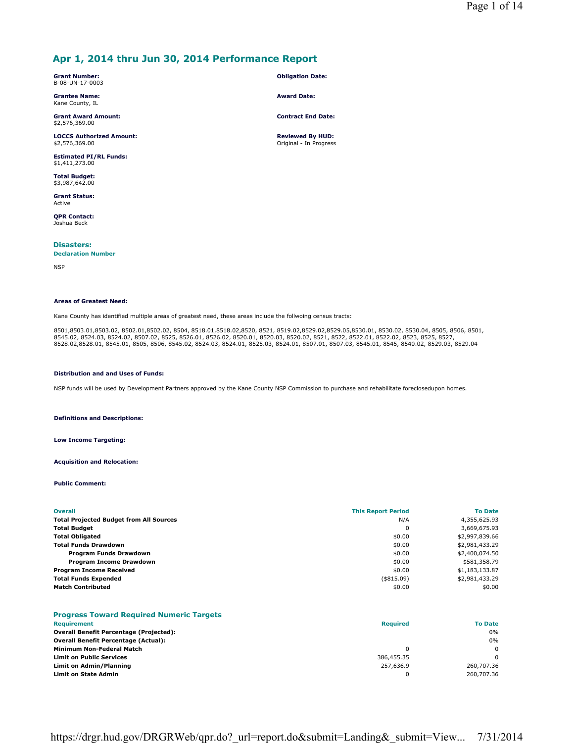# Apr 1, 2014 thru Jun 30, 2014 Performance Report

**Grant Number:**
B-08-UN-17-0003

**Grantee Name:**
Kane County, IL

**Grant Award Amount:**
$2,576,369.00

**LOCCS Authorized Amount:**
$2,576,369.00

**Estimated PI/RL Funds:**
$1,411,273.00

**Total Budget:**
$3,987,642.00

**Grant Status:**
Active

**QPR Contact:**
Joshua Beck

**Obligation Date:**

**Award Date:**

**Contract End Date:**

**Reviewed By HUD:**
Original - In Progress

## Disasters:

**Declaration Number**

NSP

**Areas of Greatest Need:**

Kane County has identified multiple areas of greatest need, these areas include the follwoing census tracts:

8501,8503.01,8503.02, 8502.01,8502.02, 8504, 8518.01,8518.02,8520, 8521, 8519.02,8529.02,8529.05,8530.01, 8530.02, 8530.04, 8505, 8506, 8501, 8545.02, 8524.03, 8524.02, 8507.02, 8525, 8526.01, 8526.02, 8520.01, 8520.03, 8520.02, 8521, 8522, 8522.01, 8522.02, 8523, 8525, 8527, 8528.02,8528.01, 8545.01, 8505, 8506, 8545.02, 8524.03, 8524.01, 8525.03, 8524.01, 8507.01, 8507.03, 8545.01, 8545, 8540.02, 8529.03, 8529.04

**Distribution and and Uses of Funds:**

NSP funds will be used by Development Partners approved by the Kane County NSP Commission to purchase and rehabilitate foreclosedupon homes.

**Definitions and Descriptions:**

**Low Income Targeting:**

**Acquisition and Relocation:**

**Public Comment:**

| Overall | This Report Period | To Date |
|---|---|---|
| **Total Projected Budget from All Sources** | N/A | 4,355,625.93 |
| **Total Budget** | 0 | 3,669,675.93 |
| **Total Obligated** | $0.00 | $2,997,839.66 |
| **Total Funds Drawdown** | $0.00 | $2,981,433.29 |
| **Program Funds Drawdown** | $0.00 | $2,400,074.50 |
| **Program Income Drawdown** | $0.00 | $581,358.79 |
| **Program Income Received** | $0.00 | $1,183,133.87 |
| **Total Funds Expended** | ($815.09) | $2,981,433.29 |
| **Match Contributed** | $0.00 | $0.00 |

## Progress Toward Required Numeric Targets

| Requirement | Required | To Date |
|---|---|---|
| **Overall Benefit Percentage (Projected):** | | 0% |
| **Overall Benefit Percentage (Actual):** | | 0% |
| **Minimum Non-Federal Match** | 0 | 0 |
| **Limit on Public Services** | 386,455.35 | 0 |
| **Limit on Admin/Planning** | 257,636.9 | 260,707.36 |
| **Limit on State Admin** | 0 | 260,707.36 |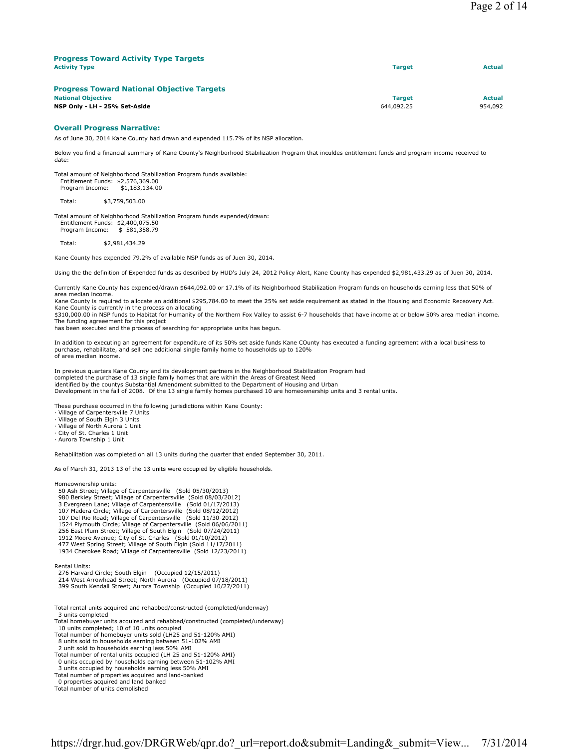## Progress Toward Activity Type Targets

| Activity Type | Target | Actual |
|---|---|---|

## Progress Toward National Objective Targets

| National Objective | Target | Actual |
|---|---|---|
| **NSP Only - LH - 25% Set-Aside** | 644,092.25 | 954,092 |

## Overall Progress Narrative:

As of June 30, 2014 Kane County had drawn and expended 115.7% of its NSP allocation.

Below you find a financial summary of Kane County's Neighborhood Stabilization Program that inculdes entitlement funds and program income received to date:

Total amount of Neighborhood Stabilization Program funds available:
Entitlement Funds: $2,576,369.00
Program Income: $1,183,134.00

Total: $3,759,503.00

Total amount of Neighborhood Stabilization Program funds expended/drawn:
Entitlement Funds: $2,400,075.50
Program Income: $ 581,358.79

Total: $2,981,434.29

Kane County has expended 79.2% of available NSP funds as of Juen 30, 2014.

Using the the definition of Expended funds as described by HUD's July 24, 2012 Policy Alert, Kane County has expended $2,981,433.29 as of Juen 30, 2014.

Currently Kane County has expended/drawn $644,092.00 or 17.1% of its Neighborhood Stabilization Program funds on households earning less that 50% of area median income.
Kane County is required to allocate an additional $295,784.00 to meet the 25% set aside requirement as stated in the Housing and Economic Receovery Act.
Kane County is currently in the process on allocating
$310,000.00 in NSP funds to Habitat for Humanity of the Northern Fox Valley to assist 6-7 households that have income at or below 50% area median income.
The funding agreeement for this project
has been executed and the process of searching for appropriate units has begun.

In addition to executing an agreement for expenditure of its 50% set aside funds Kane COunty has executed a funding agreement with a local business to purchase, rehabilitate, and sell one additional single family home to households up to 120%
of area median income.

In previous quarters Kane County and its development partners in the Neighborhood Stabilization Program had
completed the purchase of 13 single family homes that are within the Areas of Greatest Need
identified by the countys Substantial Amendment submitted to the Department of Housing and Urban
Development in the fall of 2008. Of the 13 single family homes purchased 10 are homeownership units and 3 rental units.

These purchase occurred in the following jurisdictions within Kane County:

- Village of Carpentersville 7 Units
- Village of South Elgin 3 Units
- Village of North Aurora 1 Unit
- City of St. Charles 1 Unit
- Aurora Township 1 Unit

Rehabilitation was completed on all 13 units during the quarter that ended September 30, 2011.

As of March 31, 2013 13 of the 13 units were occupied by eligible households.

Homeownership units:
50 Ash Street; Village of Carpentersville (Sold 05/30/2013)
980 Berkley Street; Village of Carpentersville (Sold 08/03/2012)
3 Evergreen Lane; Village of Carpentersville (Sold 01/17/2013)
107 Madera Circle; Village of Carpentersville (Sold 08/12/2012)
107 Del Rio Road; Village of Carpentersville (Sold 11/30-2012)
1524 Plymouth Circle; Village of Carpentersville (Sold 06/06/2011)
256 East Plum Street; Village of South Elgin (Sold 07/24/2011)
1912 Moore Avenue; City of St. Charles (Sold 01/10/2012)
477 West Spring Street; Village of South Elgin (Sold 11/17/2011)
1934 Cherokee Road; Village of Carpentersville (Sold 12/23/2011)

Rental Units:
276 Harvard Circle; South Elgin (Occupied 12/15/2011)
214 West Arrowhead Street; North Aurora (Occupied 07/18/2011)
399 South Kendall Street; Aurora Township (Occupied 10/27/2011)

Total rental units acquired and rehabbed/constructed (completed/underway)
3 units completed
Total homebuyer units acquired and rehabbed/constructed (completed/underway)
10 units completed; 10 of 10 units occupied
Total number of homebuyer units sold (LH25 and 51-120% AMI)
8 units sold to households earning between 51-102% AMI
2 unit sold to households earning less 50% AMI
Total number of rental units occupied (LH 25 and 51-120% AMI)
0 units occupied by households earning between 51-102% AMI
3 units occupied by households earning less 50% AMI
Total number of properties acquired and land-banked
0 properties acquired and land banked
Total number of units demolished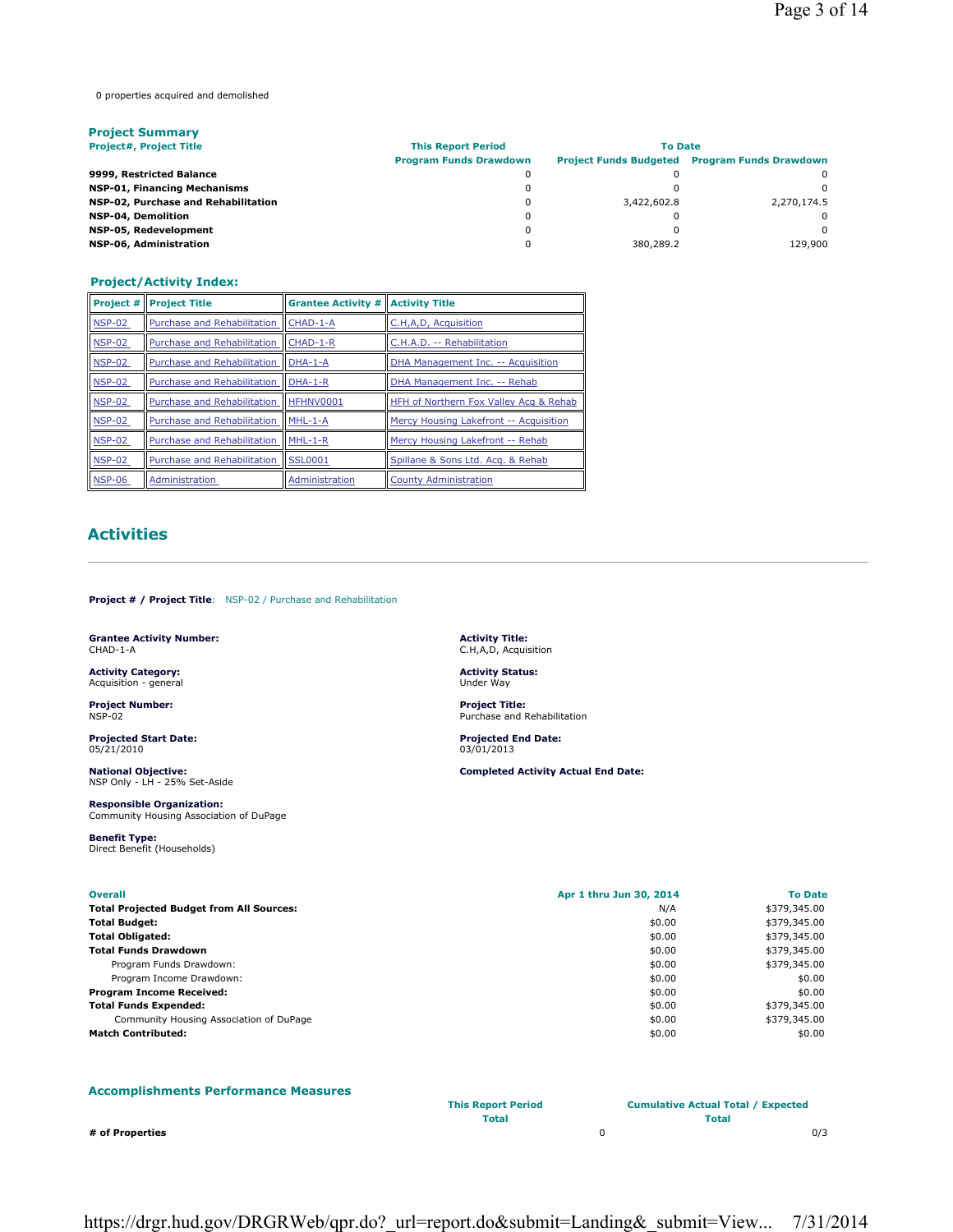0 properties acquired and demolished

### Project Summary

| Project#, Project Title | This Report Period Program Funds Drawdown | To Date Project Funds Budgeted | To Date Program Funds Drawdown |
|---|---|---|---|
| **9999, Restricted Balance** | 0 | 0 | 0 |
| **NSP-01, Financing Mechanisms** | 0 | 0 | 0 |
| **NSP-02, Purchase and Rehabilitation** | 0 | 3,422,602.8 | 2,270,174.5 |
| **NSP-04, Demolition** | 0 | 0 | 0 |
| **NSP-05, Redevelopment** | 0 | 0 | 0 |
| **NSP-06, Administration** | 0 | 380,289.2 | 129,900 |

### Project/Activity Index:

| Project # | Project Title | Grantee Activity # | Activity Title |
|---|---|---|---|
| NSP-02 | Purchase and Rehabilitation | CHAD-1-A | C.H,A,D, Acquisition |
| NSP-02 | Purchase and Rehabilitation | CHAD-1-R | C.H.A.D. -- Rehabilitation |
| NSP-02 | Purchase and Rehabilitation | DHA-1-A | DHA Management Inc. -- Acquisition |
| NSP-02 | Purchase and Rehabilitation | DHA-1-R | DHA Management Inc. -- Rehab |
| NSP-02 | Purchase and Rehabilitation | HFHNV0001 | HFH of Northern Fox Valley Acq & Rehab |
| NSP-02 | Purchase and Rehabilitation | MHL-1-A | Mercy Housing Lakefront -- Acquisition |
| NSP-02 | Purchase and Rehabilitation | MHL-1-R | Mercy Housing Lakefront -- Rehab |
| NSP-02 | Purchase and Rehabilitation | SSL0001 | Spillane & Sons Ltd. Acq. & Rehab |
| NSP-06 | Administration | Administration | County Administration |

## Activities

**Project # / Project Title**: NSP-02 / Purchase and Rehabilitation

**Grantee Activity Number:**
CHAD-1-A

**Activity Title:**
C.H,A,D, Acquisition

**Activity Category:**
Acquisition - general

**Activity Status:**
Under Way

**Project Number:**
NSP-02

**Project Title:**
Purchase and Rehabilitation

**Projected Start Date:**
05/21/2010

**Projected End Date:**
03/01/2013

**National Objective:**
NSP Only - LH - 25% Set-Aside

**Completed Activity Actual End Date:**

**Responsible Organization:**
Community Housing Association of DuPage

**Benefit Type:**
Direct Benefit (Households)

| Overall | Apr 1 thru Jun 30, 2014 | To Date |
|---|---|---|
| **Total Projected Budget from All Sources:** | N/A | $379,345.00 |
| **Total Budget:** | $0.00 | $379,345.00 |
| **Total Obligated:** | $0.00 | $379,345.00 |
| **Total Funds Drawdown** | $0.00 | $379,345.00 |
| Program Funds Drawdown: | $0.00 | $379,345.00 |
| Program Income Drawdown: | $0.00 | $0.00 |
| **Program Income Received:** | $0.00 | $0.00 |
| **Total Funds Expended:** | $0.00 | $379,345.00 |
| Community Housing Association of DuPage | $0.00 | $379,345.00 |
| **Match Contributed:** | $0.00 | $0.00 |

### Accomplishments Performance Measures

| | This Report Period Total | Cumulative Actual Total / Expected Total |
|---|---|---|
| **# of Properties** | 0 | 0/3 |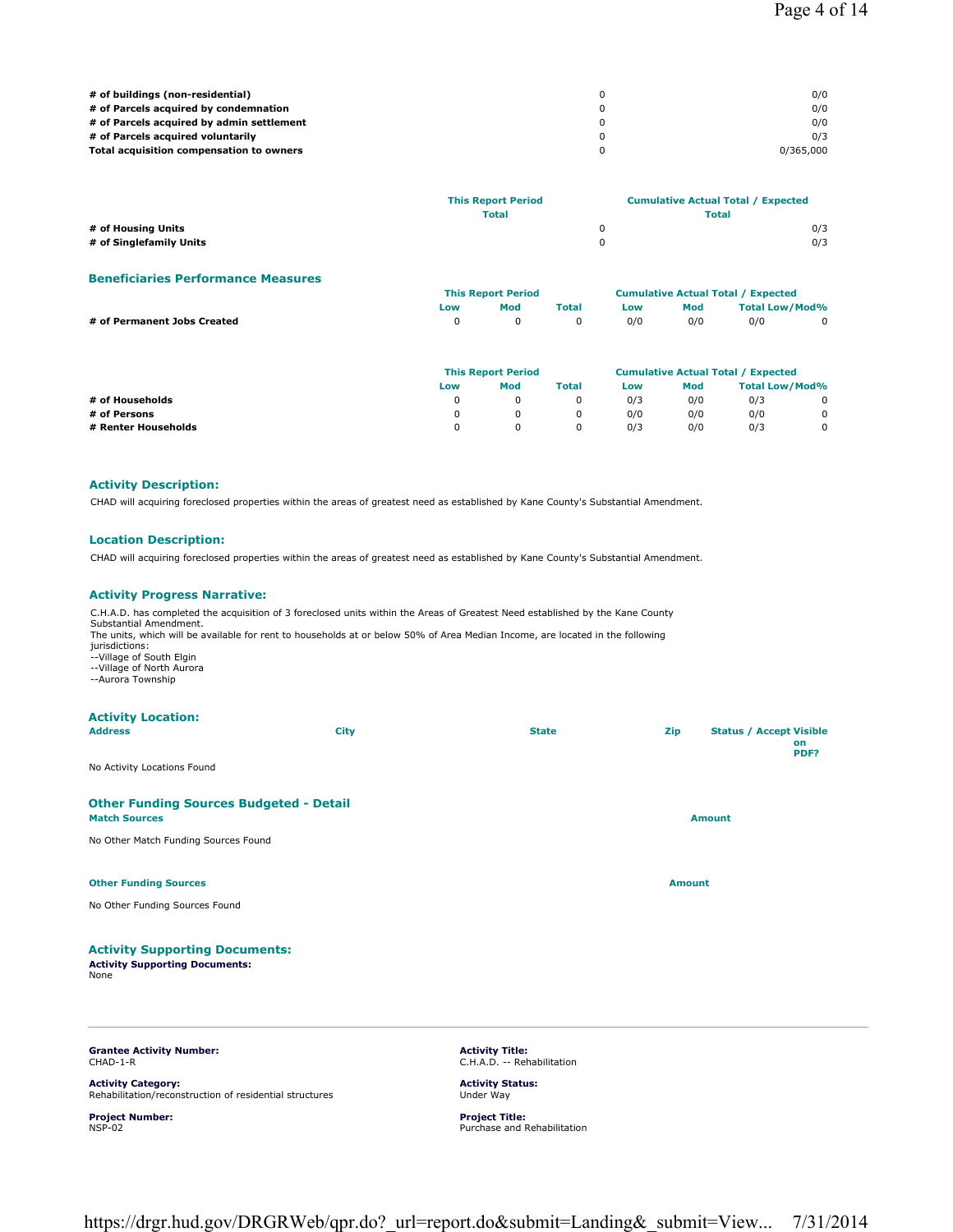| | | |
|---|---|---|
| **# of buildings (non-residential)** | 0 | 0/0 |
| **# of Parcels acquired by condemnation** | 0 | 0/0 |
| **# of Parcels acquired by admin settlement** | 0 | 0/0 |
| **# of Parcels acquired voluntarily** | 0 | 0/3 |
| **Total acquisition compensation to owners** | 0 | 0/365,000 |

| | This Report Period | Cumulative Actual Total / Expected |
|---|---|---|
| | Total | Total |
| **# of Housing Units** | 0 | 0/3 |
| **# of Singlefamily Units** | 0 | 0/3 |

### Beneficiaries Performance Measures

| | This Report Period | | | Cumulative Actual Total / Expected | | | |
|---|---|---|---|---|---|---|---|
| | Low | Mod | Total | Low | Mod | Total | Low/Mod% |
| **# of Permanent Jobs Created** | 0 | 0 | 0 | 0/0 | 0/0 | 0/0 | 0 |

| | This Report Period | | | Cumulative Actual Total / Expected | | | |
|---|---|---|---|---|---|---|---|
| | Low | Mod | Total | Low | Mod | Total | Low/Mod% |
| **# of Households** | 0 | 0 | 0 | 0/3 | 0/0 | 0/3 | 0 |
| **# of Persons** | 0 | 0 | 0 | 0/0 | 0/0 | 0/0 | 0 |
| **# Renter Households** | 0 | 0 | 0 | 0/3 | 0/0 | 0/3 | 0 |

### Activity Description:

CHAD will acquiring foreclosed properties within the areas of greatest need as established by Kane County's Substantial Amendment.

### Location Description:

CHAD will acquiring foreclosed properties within the areas of greatest need as established by Kane County's Substantial Amendment.

### Activity Progress Narrative:

C.H.A.D. has completed the acquisition of 3 foreclosed units within the Areas of Greatest Need established by the Kane County Substantial Amendment.
The units, which will be available for rent to households at or below 50% of Area Median Income, are located in the following jurisdictions:
--Village of South Elgin
--Village of North Aurora
--Aurora Township

### Activity Location:

| Address | City | State | Zip | Status / Accept Visible on PDF? |
|---|---|---|---|---|

No Activity Locations Found

### Other Funding Sources Budgeted - Detail

| Match Sources | Amount |
|---|---|

No Other Match Funding Sources Found

| Other Funding Sources | Amount |
|---|---|

No Other Funding Sources Found

### Activity Supporting Documents:

**Activity Supporting Documents:**
None

---

**Grantee Activity Number:**
CHAD-1-R

**Activity Title:**
C.H.A.D. -- Rehabilitation

**Activity Category:**
Rehabilitation/reconstruction of residential structures

**Activity Status:**
Under Way

**Project Number:**
NSP-02

**Project Title:**
Purchase and Rehabilitation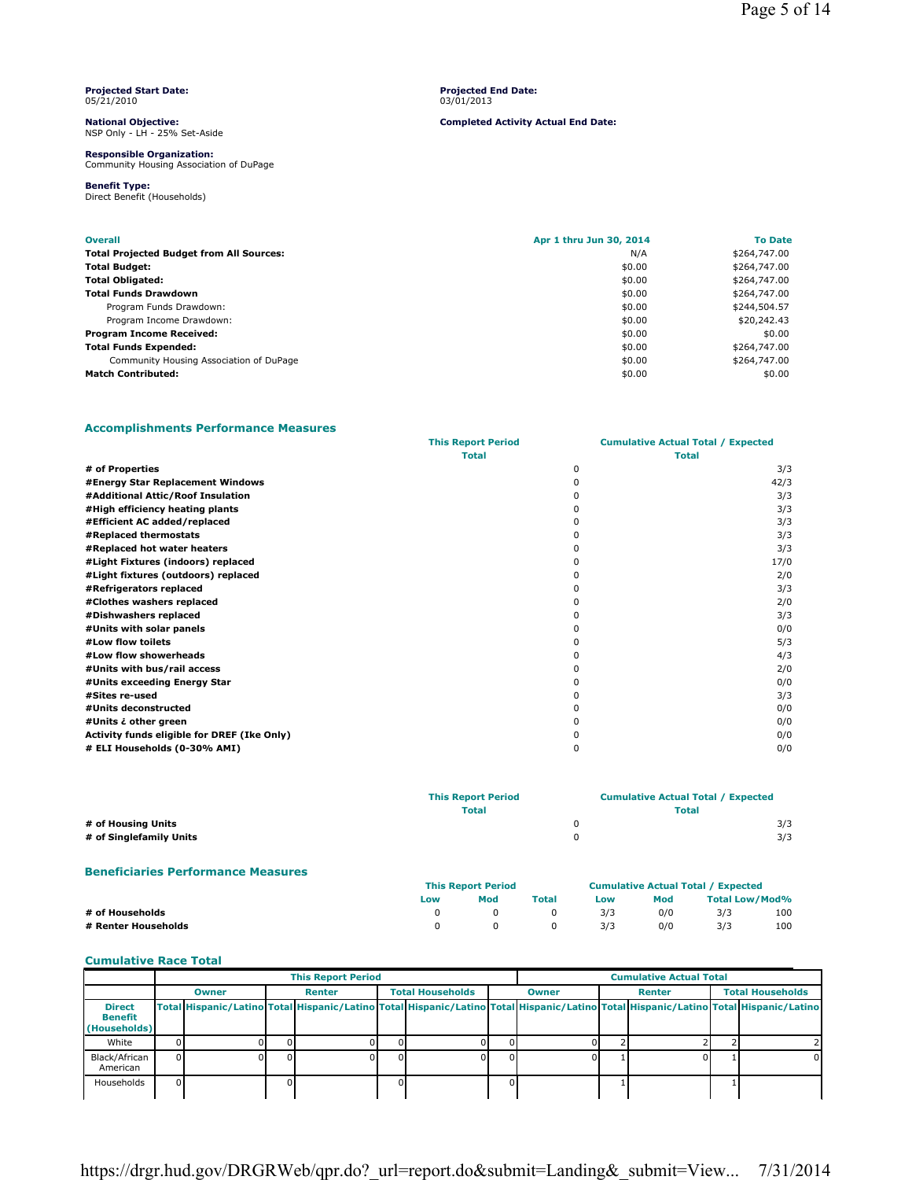**Projected Start Date:**
05/21/2010

**Projected End Date:**
03/01/2013

**National Objective:**
NSP Only - LH - 25% Set-Aside

**Completed Activity Actual End Date:**

**Responsible Organization:**
Community Housing Association of DuPage

**Benefit Type:**
Direct Benefit (Households)

| Overall | Apr 1 thru Jun 30, 2014 | To Date |
|---|---|---|
| **Total Projected Budget from All Sources:** | N/A | $264,747.00 |
| **Total Budget:** | $0.00 | $264,747.00 |
| **Total Obligated:** | $0.00 | $264,747.00 |
| **Total Funds Drawdown** | $0.00 | $264,747.00 |
| Program Funds Drawdown: | $0.00 | $244,504.57 |
| Program Income Drawdown: | $0.00 | $20,242.43 |
| **Program Income Received:** | $0.00 | $0.00 |
| **Total Funds Expended:** | $0.00 | $264,747.00 |
| Community Housing Association of DuPage | $0.00 | $264,747.00 |
| **Match Contributed:** | $0.00 | $0.00 |

## Accomplishments Performance Measures

| | This Report Period Total | Cumulative Actual Total / Expected Total |
|---|---|---|
| **# of Properties** | 0 | 3/3 |
| **#Energy Star Replacement Windows** | 0 | 42/3 |
| **#Additional Attic/Roof Insulation** | 0 | 3/3 |
| **#High efficiency heating plants** | 0 | 3/3 |
| **#Efficient AC added/replaced** | 0 | 3/3 |
| **#Replaced thermostats** | 0 | 3/3 |
| **#Replaced hot water heaters** | 0 | 3/3 |
| **#Light Fixtures (indoors) replaced** | 0 | 17/0 |
| **#Light fixtures (outdoors) replaced** | 0 | 2/0 |
| **#Refrigerators replaced** | 0 | 3/3 |
| **#Clothes washers replaced** | 0 | 2/0 |
| **#Dishwashers replaced** | 0 | 3/3 |
| **#Units with solar panels** | 0 | 0/0 |
| **#Low flow toilets** | 0 | 5/3 |
| **#Low flow showerheads** | 0 | 4/3 |
| **#Units with bus/rail access** | 0 | 2/0 |
| **#Units exceeding Energy Star** | 0 | 0/0 |
| **#Sites re-used** | 0 | 3/3 |
| **#Units deconstructed** | 0 | 0/0 |
| **#Units ¿ other green** | 0 | 0/0 |
| **Activity funds eligible for DREF (Ike Only)** | 0 | 0/0 |
| **# ELI Households (0-30% AMI)** | 0 | 0/0 |

| | This Report Period Total | Cumulative Actual Total / Expected Total |
|---|---|---|
| **# of Housing Units** | 0 | 3/3 |
| **# of Singlefamily Units** | 0 | 3/3 |

## Beneficiaries Performance Measures

| | This Report Period | | | Cumulative Actual Total / Expected | | | |
|---|---|---|---|---|---|---|---|
| | Low | Mod | Total | Low | Mod | Total Low/Mod% | |
| **# of Households** | 0 | 0 | 0 | 3/3 | 0/0 | 3/3 | 100 |
| **# Renter Households** | 0 | 0 | 0 | 3/3 | 0/0 | 3/3 | 100 |

## Cumulative Race Total

| | This Report Period | | | | | | Cumulative Actual Total | | | | | |
|---|---|---|---|---|---|---|---|---|---|---|---|---|
| | Owner | | Renter | | Total Households | | Owner | | Renter | | Total Households | |
| Direct Benefit (Households) | Total | Hispanic/Latino | Total | Hispanic/Latino | Total | Hispanic/Latino | Total | Hispanic/Latino | Total | Hispanic/Latino | Total | Hispanic/Latino |
| White | 0 | 0 | 0 | 0 | 0 | 0 | 0 | 0 | 2 | 2 | 2 | 2 |
| Black/African American | 0 | 0 | 0 | 0 | 0 | 0 | 0 | 0 | 1 | 0 | 1 | 0 |
| Households | 0 | | 0 | | 0 | | 0 | | 1 | | 1 | |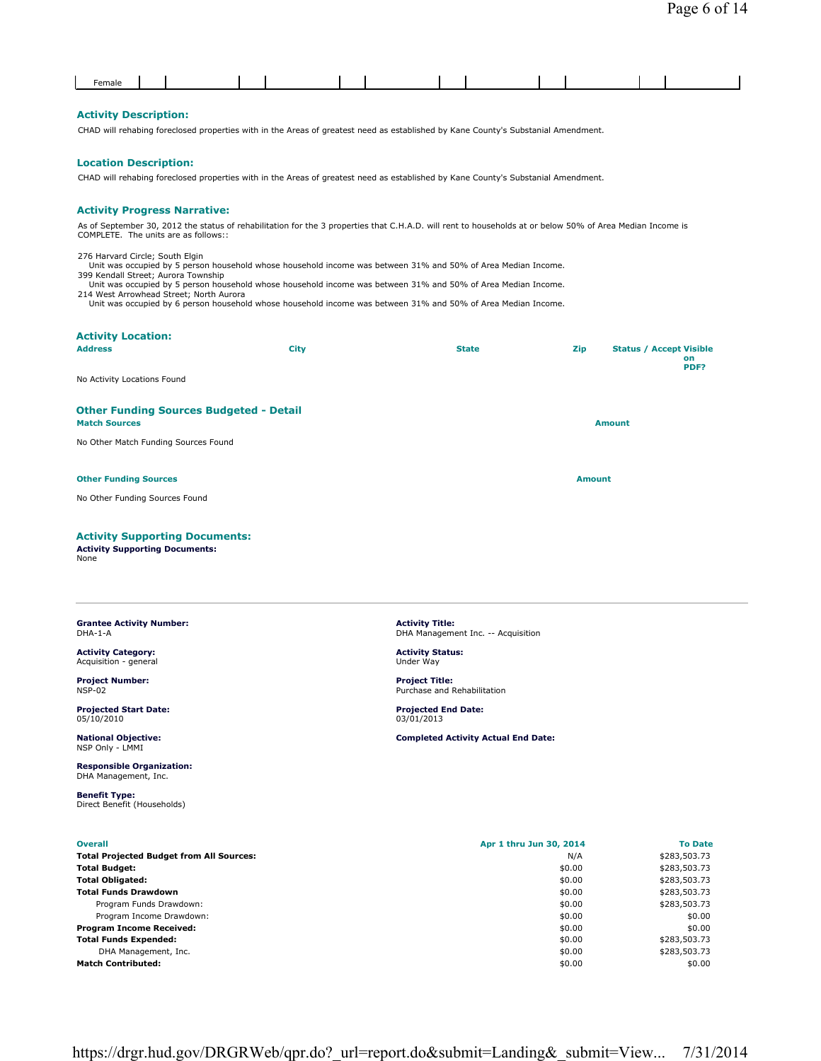| Female | | | | | | | | | | | | |
|---|---|---|---|---|---|---|---|---|---|---|---|---|

### Activity Description:

CHAD will rehabing foreclosed properties with in the Areas of greatest need as established by Kane County's Substanial Amendment.

### Location Description:

CHAD will rehabing foreclosed properties with in the Areas of greatest need as established by Kane County's Substanial Amendment.

### Activity Progress Narrative:

As of September 30, 2012 the status of rehabilitation for the 3 properties that C.H.A.D. will rent to households at or below 50% of Area Median Income is COMPLETE. The units are as follows::

276 Harvard Circle; South Elgin
Unit was occupied by 5 person household whose household income was between 31% and 50% of Area Median Income.
399 Kendall Street; Aurora Township
Unit was occupied by 5 person household whose household income was between 31% and 50% of Area Median Income.
214 West Arrowhead Street; North Aurora
Unit was occupied by 6 person household whose household income was between 31% and 50% of Area Median Income.

### Activity Location:

| Address | City | State | Zip | Status / Accept | Visible on PDF? |
|---|---|---|---|---|---|

No Activity Locations Found

### Other Funding Sources Budgeted - Detail

| Match Sources | Amount |
|---|---|

No Other Match Funding Sources Found

| Other Funding Sources | Amount |
|---|---|

No Other Funding Sources Found

### Activity Supporting Documents:

**Activity Supporting Documents:**
None

---

**Grantee Activity Number:**
DHA-1-A

**Activity Title:**
DHA Management Inc. -- Acquisition

**Activity Category:**
Acquisition - general

**Activity Status:**
Under Way

**Project Number:**
NSP-02

**Project Title:**
Purchase and Rehabilitation

**Projected Start Date:**
05/10/2010

**Projected End Date:**
03/01/2013

**National Objective:**
NSP Only - LMMI

**Completed Activity Actual End Date:**

**Responsible Organization:**
DHA Management, Inc.

**Benefit Type:**
Direct Benefit (Households)

| Overall | Apr 1 thru Jun 30, 2014 | To Date |
|---|---|---|
| **Total Projected Budget from All Sources:** | N/A | $283,503.73 |
| **Total Budget:** | $0.00 | $283,503.73 |
| **Total Obligated:** | $0.00 | $283,503.73 |
| **Total Funds Drawdown** | $0.00 | $283,503.73 |
| Program Funds Drawdown: | $0.00 | $283,503.73 |
| Program Income Drawdown: | $0.00 | $0.00 |
| **Program Income Received:** | $0.00 | $0.00 |
| **Total Funds Expended:** | $0.00 | $283,503.73 |
| DHA Management, Inc. | $0.00 | $283,503.73 |
| **Match Contributed:** | $0.00 | $0.00 |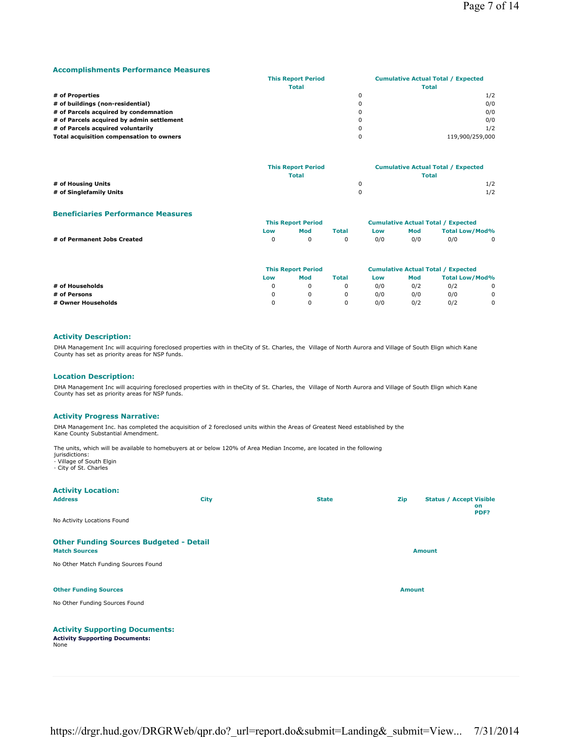### Accomplishments Performance Measures

| | This Report Period Total | Cumulative Actual Total / Expected Total |
|---|---|---|
| **# of Properties** | 0 | 1/2 |
| **# of buildings (non-residential)** | 0 | 0/0 |
| **# of Parcels acquired by condemnation** | 0 | 0/0 |
| **# of Parcels acquired by admin settlement** | 0 | 0/0 |
| **# of Parcels acquired voluntarily** | 0 | 1/2 |
| **Total acquisition compensation to owners** | 0 | 119,900/259,000 |

| | This Report Period Total | Cumulative Actual Total / Expected Total |
|---|---|---|
| **# of Housing Units** | 0 | 1/2 |
| **# of Singlefamily Units** | 0 | 1/2 |

### Beneficiaries Performance Measures

| | This Report Period | | | Cumulative Actual Total / Expected | | | |
|---|---|---|---|---|---|---|---|
| | Low | Mod | Total | Low | Mod | Total | Low/Mod% |
| **# of Permanent Jobs Created** | 0 | 0 | 0 | 0/0 | 0/0 | 0/0 | 0 |

| | This Report Period | | | Cumulative Actual Total / Expected | | | |
|---|---|---|---|---|---|---|---|
| | Low | Mod | Total | Low | Mod | Total | Low/Mod% |
| **# of Households** | 0 | 0 | 0 | 0/0 | 0/2 | 0/2 | 0 |
| **# of Persons** | 0 | 0 | 0 | 0/0 | 0/0 | 0/0 | 0 |
| **# Owner Households** | 0 | 0 | 0 | 0/0 | 0/2 | 0/2 | 0 |

### Activity Description:

DHA Management Inc will acquiring foreclosed properties with in theCity of St. Charles, the Village of North Aurora and Village of South Elign which Kane County has set as priority areas for NSP funds.

### Location Description:

DHA Management Inc will acquiring foreclosed properties with in theCity of St. Charles, the Village of North Aurora and Village of South Elign which Kane County has set as priority areas for NSP funds.

### Activity Progress Narrative:

DHA Management Inc. has completed the acquisition of 2 foreclosed units within the Areas of Greatest Need established by the Kane County Substantial Amendment.

The units, which will be available to homebuyers at or below 120% of Area Median Income, are located in the following jurisdictions:
· Village of South Elgin
· City of St. Charles

### Activity Location:

| Address | City | State | Zip | Status / Accept | Visible on PDF? |
|---|---|---|---|---|---|

No Activity Locations Found

### Other Funding Sources Budgeted - Detail

| Match Sources | Amount |
|---|---|

No Other Match Funding Sources Found

| Other Funding Sources | Amount |
|---|---|

No Other Funding Sources Found

### Activity Supporting Documents:

**Activity Supporting Documents:**
None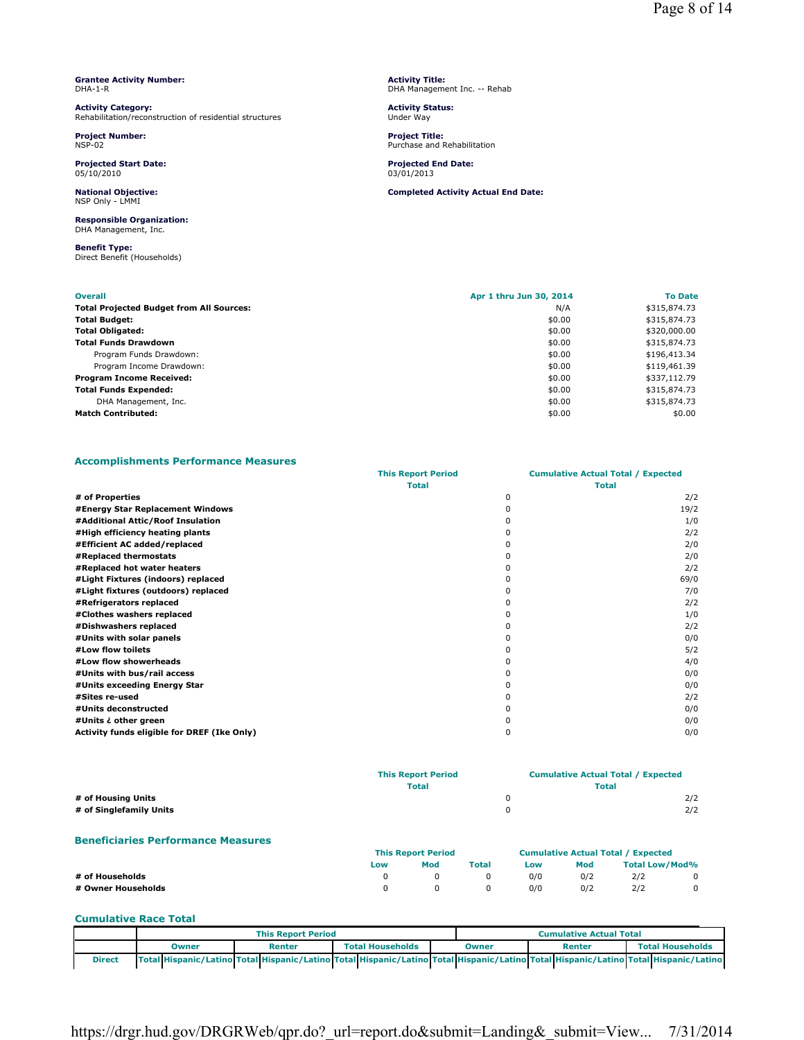**Grantee Activity Number:**
DHA-1-R

**Activity Title:**
DHA Management Inc. -- Rehab

**Activity Category:**
Rehabilitation/reconstruction of residential structures

**Activity Status:**
Under Way

**Project Number:**
NSP-02

**Project Title:**
Purchase and Rehabilitation

**Projected Start Date:**
05/10/2010

**Projected End Date:**
03/01/2013

**National Objective:**
NSP Only - LMMI

**Completed Activity Actual End Date:**

**Responsible Organization:**
DHA Management, Inc.

**Benefit Type:**
Direct Benefit (Households)

| Overall | Apr 1 thru Jun 30, 2014 | To Date |
|---|---|---|
| **Total Projected Budget from All Sources:** | N/A | $315,874.73 |
| **Total Budget:** | $0.00 | $315,874.73 |
| **Total Obligated:** | $0.00 | $320,000.00 |
| **Total Funds Drawdown** | $0.00 | $315,874.73 |
| Program Funds Drawdown: | $0.00 | $196,413.34 |
| Program Income Drawdown: | $0.00 | $119,461.39 |
| **Program Income Received:** | $0.00 | $337,112.79 |
| **Total Funds Expended:** | $0.00 | $315,874.73 |
| DHA Management, Inc. | $0.00 | $315,874.73 |
| **Match Contributed:** | $0.00 | $0.00 |

### Accomplishments Performance Measures

| | This Report Period Total | Cumulative Actual Total / Expected Total |
|---|---|---|
| **# of Properties** | 0 | 2/2 |
| **#Energy Star Replacement Windows** | 0 | 19/2 |
| **#Additional Attic/Roof Insulation** | 0 | 1/0 |
| **#High efficiency heating plants** | 0 | 2/2 |
| **#Efficient AC added/replaced** | 0 | 2/0 |
| **#Replaced thermostats** | 0 | 2/0 |
| **#Replaced hot water heaters** | 0 | 2/2 |
| **#Light Fixtures (indoors) replaced** | 0 | 69/0 |
| **#Light fixtures (outdoors) replaced** | 0 | 7/0 |
| **#Refrigerators replaced** | 0 | 2/2 |
| **#Clothes washers replaced** | 0 | 1/0 |
| **#Dishwashers replaced** | 0 | 2/2 |
| **#Units with solar panels** | 0 | 0/0 |
| **#Low flow toilets** | 0 | 5/2 |
| **#Low flow showerheads** | 0 | 4/0 |
| **#Units with bus/rail access** | 0 | 0/0 |
| **#Units exceeding Energy Star** | 0 | 0/0 |
| **#Sites re-used** | 0 | 2/2 |
| **#Units deconstructed** | 0 | 0/0 |
| **#Units ¿ other green** | 0 | 0/0 |
| **Activity funds eligible for DREF (Ike Only)** | 0 | 0/0 |

| | This Report Period Total | Cumulative Actual Total / Expected Total |
|---|---|---|
| **# of Housing Units** | 0 | 2/2 |
| **# of Singlefamily Units** | 0 | 2/2 |

### Beneficiaries Performance Measures

| | This Report Period | | | Cumulative Actual Total / Expected | | | |
|---|---|---|---|---|---|---|---|
| | Low | Mod | Total | Low | Mod | Total | Low/Mod% |
| **# of Households** | 0 | 0 | 0 | 0/0 | 0/2 | 2/2 | 0 |
| **# Owner Households** | 0 | 0 | 0 | 0/0 | 0/2 | 2/2 | 0 |

### Cumulative Race Total

| | This Report Period | | | | | | Cumulative Actual Total | | | | | |
|---|---|---|---|---|---|---|---|---|---|---|---|---|
| | Owner | | Renter | | Total Households | | Owner | | Renter | | Total Households | |
| Direct | Total | Hispanic/Latino | Total | Hispanic/Latino | Total | Hispanic/Latino | Total | Hispanic/Latino | Total | Hispanic/Latino | Total | Hispanic/Latino |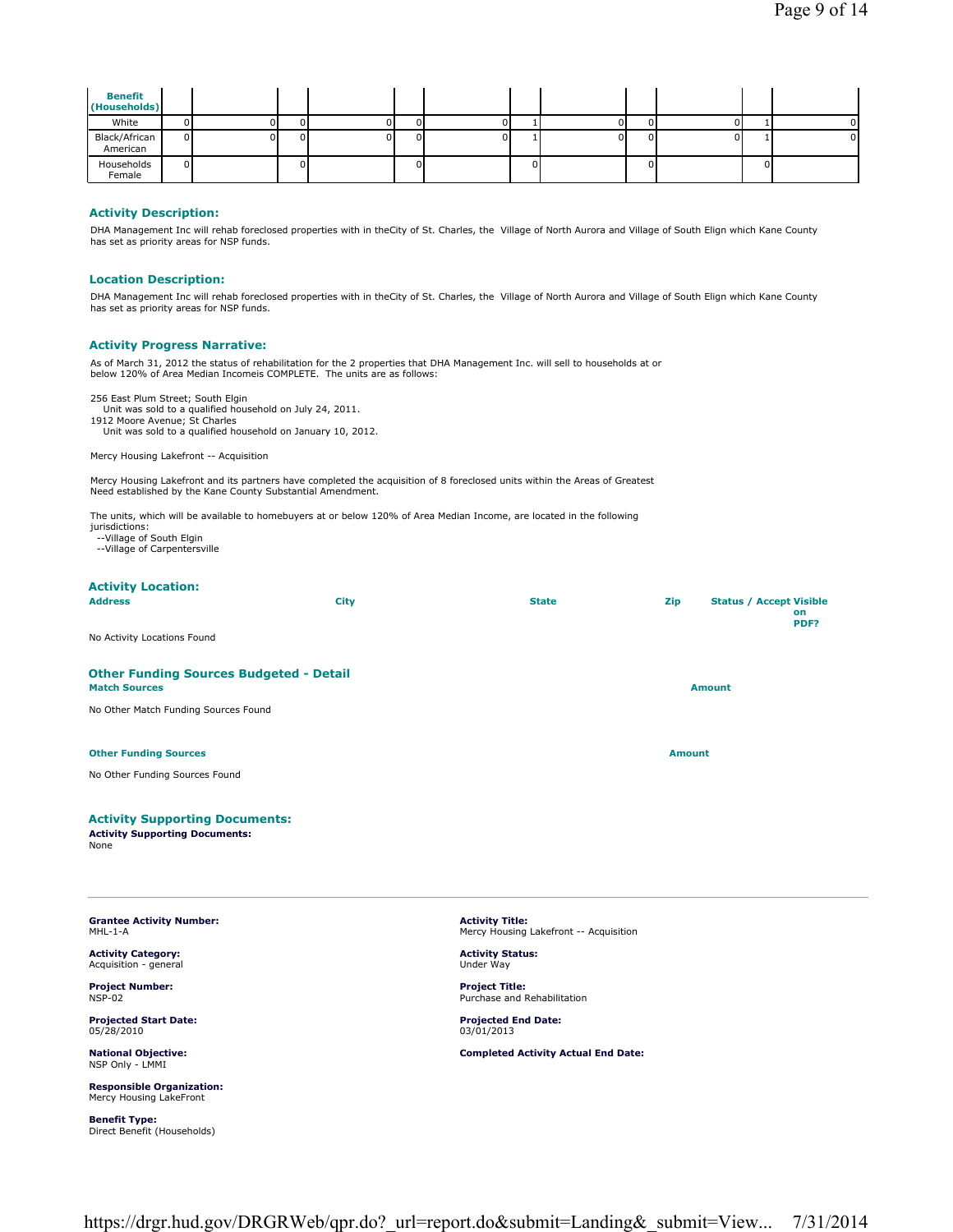| Benefit (Households) | | | | | | | | | | | | |
|---|---|---|---|---|---|---|---|---|---|---|---|---|
| White | 0 | 0 | 0 | 0 | 0 | 0 | 1 | 0 | 0 | 0 | 1 | 0 |
| Black/African American | 0 | 0 | 0 | 0 | 0 | 0 | 1 | 0 | 0 | 0 | 1 | 0 |
| Households Female | 0 | | 0 | | 0 | | 0 | | 0 | | 0 | |

### Activity Description:

DHA Management Inc will rehab foreclosed properties with in theCity of St. Charles, the Village of North Aurora and Village of South Elign which Kane County has set as priority areas for NSP funds.

### Location Description:

DHA Management Inc will rehab foreclosed properties with in theCity of St. Charles, the Village of North Aurora and Village of South Elign which Kane County has set as priority areas for NSP funds.

### Activity Progress Narrative:

As of March 31, 2012 the status of rehabilitation for the 2 properties that DHA Management Inc. will sell to households at or below 120% of Area Median Incomeis COMPLETE. The units are as follows:

256 East Plum Street; South Elgin
  Unit was sold to a qualified household on July 24, 2011.
1912 Moore Avenue; St Charles
  Unit was sold to a qualified household on January 10, 2012.

Mercy Housing Lakefront -- Acquisition

Mercy Housing Lakefront and its partners have completed the acquisition of 8 foreclosed units within the Areas of Greatest Need established by the Kane County Substantial Amendment.

The units, which will be available to homebuyers at or below 120% of Area Median Income, are located in the following jurisdictions:
 --Village of South Elgin
 --Village of Carpentersville

### Activity Location:

| Address | City | State | Zip | Status / Accept | Visible on PDF? |
|---|---|---|---|---|---|

No Activity Locations Found

### Other Funding Sources Budgeted - Detail

**Match Sources** — **Amount**

No Other Match Funding Sources Found

**Other Funding Sources** — **Amount**

No Other Funding Sources Found

### Activity Supporting Documents:

**Activity Supporting Documents:**
None

---

**Grantee Activity Number:**
MHL-1-A

**Activity Title:**
Mercy Housing Lakefront -- Acquisition

**Activity Category:**
Acquisition - general

**Activity Status:**
Under Way

**Project Number:**
NSP-02

**Project Title:**
Purchase and Rehabilitation

**Projected Start Date:**
05/28/2010

**Projected End Date:**
03/01/2013

**National Objective:**
NSP Only - LMMI

**Completed Activity Actual End Date:**

**Responsible Organization:**
Mercy Housing LakeFront

**Benefit Type:**
Direct Benefit (Households)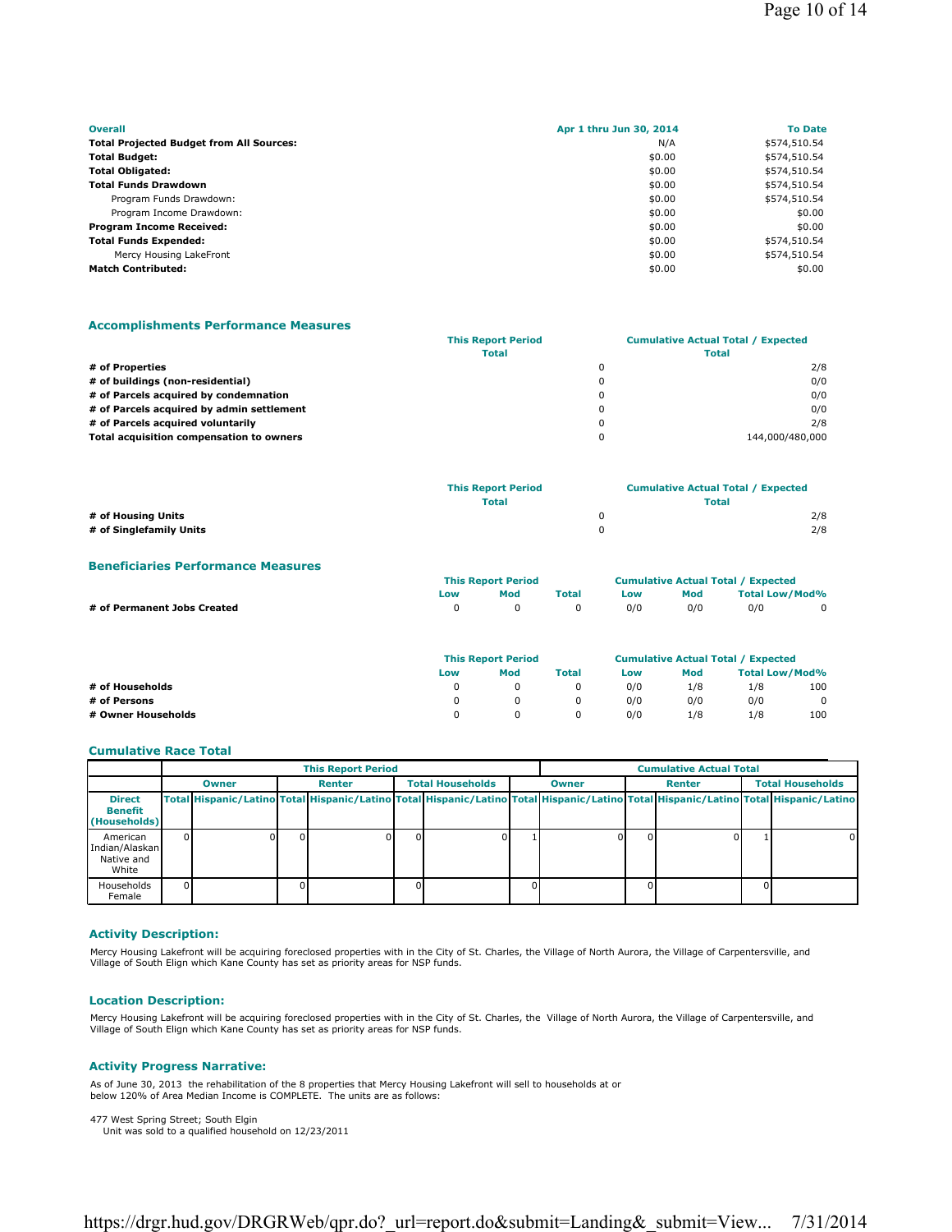| Overall | Apr 1 thru Jun 30, 2014 | To Date |
|---|---|---|
| **Total Projected Budget from All Sources:** | N/A | $574,510.54 |
| **Total Budget:** | $0.00 | $574,510.54 |
| **Total Obligated:** | $0.00 | $574,510.54 |
| **Total Funds Drawdown** | $0.00 | $574,510.54 |
| Program Funds Drawdown: | $0.00 | $574,510.54 |
| Program Income Drawdown: | $0.00 | $0.00 |
| **Program Income Received:** | $0.00 | $0.00 |
| **Total Funds Expended:** | $0.00 | $574,510.54 |
| Mercy Housing LakeFront | $0.00 | $574,510.54 |
| **Match Contributed:** | $0.00 | $0.00 |

## Accomplishments Performance Measures

| | This Report Period Total | Cumulative Actual Total / Expected Total |
|---|---|---|
| **# of Properties** | 0 | 2/8 |
| **# of buildings (non-residential)** | 0 | 0/0 |
| **# of Parcels acquired by condemnation** | 0 | 0/0 |
| **# of Parcels acquired by admin settlement** | 0 | 0/0 |
| **# of Parcels acquired voluntarily** | 0 | 2/8 |
| **Total acquisition compensation to owners** | 0 | 144,000/480,000 |

| | This Report Period Total | Cumulative Actual Total / Expected Total |
|---|---|---|
| **# of Housing Units** | 0 | 2/8 |
| **# of Singlefamily Units** | 0 | 2/8 |

## Beneficiaries Performance Measures

| | This Report Period | | | Cumulative Actual Total / Expected | | | |
|---|---|---|---|---|---|---|---|
| | Low | Mod | Total | Low | Mod | Total Low/Mod% | |
| **# of Permanent Jobs Created** | 0 | 0 | 0 | 0/0 | 0/0 | 0/0 | 0 |

| | This Report Period | | | Cumulative Actual Total / Expected | | | |
|---|---|---|---|---|---|---|---|
| | Low | Mod | Total | Low | Mod | Total Low/Mod% | |
| **# of Households** | 0 | 0 | 0 | 0/0 | 1/8 | 1/8 | 100 |
| **# of Persons** | 0 | 0 | 0 | 0/0 | 0/0 | 0/0 | 0 |
| **# Owner Households** | 0 | 0 | 0 | 0/0 | 1/8 | 1/8 | 100 |

## Cumulative Race Total

| | This Report Period | | | | | | Cumulative Actual Total | | | | | |
|---|---|---|---|---|---|---|---|---|---|---|---|---|
| | Owner | | Renter | | Total Households | | Owner | | Renter | | Total Households | |
| **Direct Benefit (Households)** | Total | Hispanic/Latino | Total | Hispanic/Latino | Total | Hispanic/Latino | Total | Hispanic/Latino | Total | Hispanic/Latino | Total | Hispanic/Latino |
| American Indian/Alaskan Native and White | 0 | 0 | 0 | 0 | 0 | 0 | 1 | 0 | 0 | 0 | 1 | 0 |
| Households Female | 0 | | 0 | | 0 | | 0 | | 0 | | 0 | |

## Activity Description:

Mercy Housing Lakefront will be acquiring foreclosed properties with in the City of St. Charles, the Village of North Aurora, the Village of Carpentersville, and Village of South Elign which Kane County has set as priority areas for NSP funds.

## Location Description:

Mercy Housing Lakefront will be acquiring foreclosed properties with in the City of St. Charles, the Village of North Aurora, the Village of Carpentersville, and Village of South Elign which Kane County has set as priority areas for NSP funds.

## Activity Progress Narrative:

As of June 30, 2013 the rehabilitation of the 8 properties that Mercy Housing Lakefront will sell to households at or below 120% of Area Median Income is COMPLETE. The units are as follows:

477 West Spring Street; South Elgin
Unit was sold to a qualified household on 12/23/2011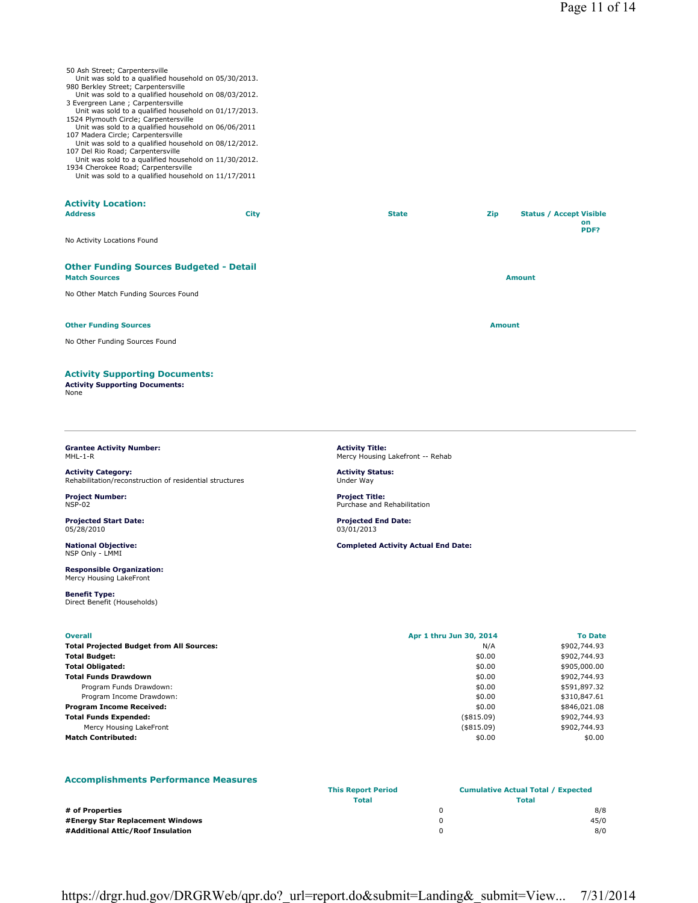50 Ash Street; Carpentersville
    Unit was sold to a qualified household on 05/30/2013.
980 Berkley Street; Carpentersville
    Unit was sold to a qualified household on 08/03/2012.
3 Evergreen Lane ; Carpentersville
    Unit was sold to a qualified household on 01/17/2013.
1524 Plymouth Circle; Carpentersville
    Unit was sold to a qualified household on 06/06/2011
107 Madera Circle; Carpentersville
    Unit was sold to a qualified household on 08/12/2012.
107 Del Rio Road; Carpentersville
    Unit was sold to a qualified household on 11/30/2012.
1934 Cherokee Road; Carpentersville
    Unit was sold to a qualified household on 11/17/2011

### Activity Location:

| Address | City | State | Zip | Status / Accept Visible on PDF? |
|---|---|---|---|---|

No Activity Locations Found

### Other Funding Sources Budgeted - Detail

| Match Sources | Amount |
|---|---|

No Other Match Funding Sources Found

| Other Funding Sources | Amount |
|---|---|

No Other Funding Sources Found

### Activity Supporting Documents:

**Activity Supporting Documents:**
None

---

**Grantee Activity Number:**
MHL-1-R

**Activity Title:**
Mercy Housing Lakefront -- Rehab

**Activity Category:**
Rehabilitation/reconstruction of residential structures

**Activity Status:**
Under Way

**Project Number:**
NSP-02

**Project Title:**
Purchase and Rehabilitation

**Projected Start Date:**
05/28/2010

**Projected End Date:**
03/01/2013

**National Objective:**
NSP Only - LMMI

**Completed Activity Actual End Date:**

**Responsible Organization:**
Mercy Housing LakeFront

**Benefit Type:**
Direct Benefit (Households)

| Overall | Apr 1 thru Jun 30, 2014 | To Date |
|---|---|---|
| **Total Projected Budget from All Sources:** | N/A | $902,744.93 |
| **Total Budget:** | $0.00 | $902,744.93 |
| **Total Obligated:** | $0.00 | $905,000.00 |
| **Total Funds Drawdown** | $0.00 | $902,744.93 |
| Program Funds Drawdown: | $0.00 | $591,897.32 |
| Program Income Drawdown: | $0.00 | $310,847.61 |
| **Program Income Received:** | $0.00 | $846,021.08 |
| **Total Funds Expended:** | ($815.09) | $902,744.93 |
| Mercy Housing LakeFront | ($815.09) | $902,744.93 |
| **Match Contributed:** | $0.00 | $0.00 |

### Accomplishments Performance Measures

| | This Report Period Total | Cumulative Actual Total / Expected Total |
|---|---|---|
| **# of Properties** | 0 | 8/8 |
| **#Energy Star Replacement Windows** | 0 | 45/0 |
| **#Additional Attic/Roof Insulation** | 0 | 8/0 |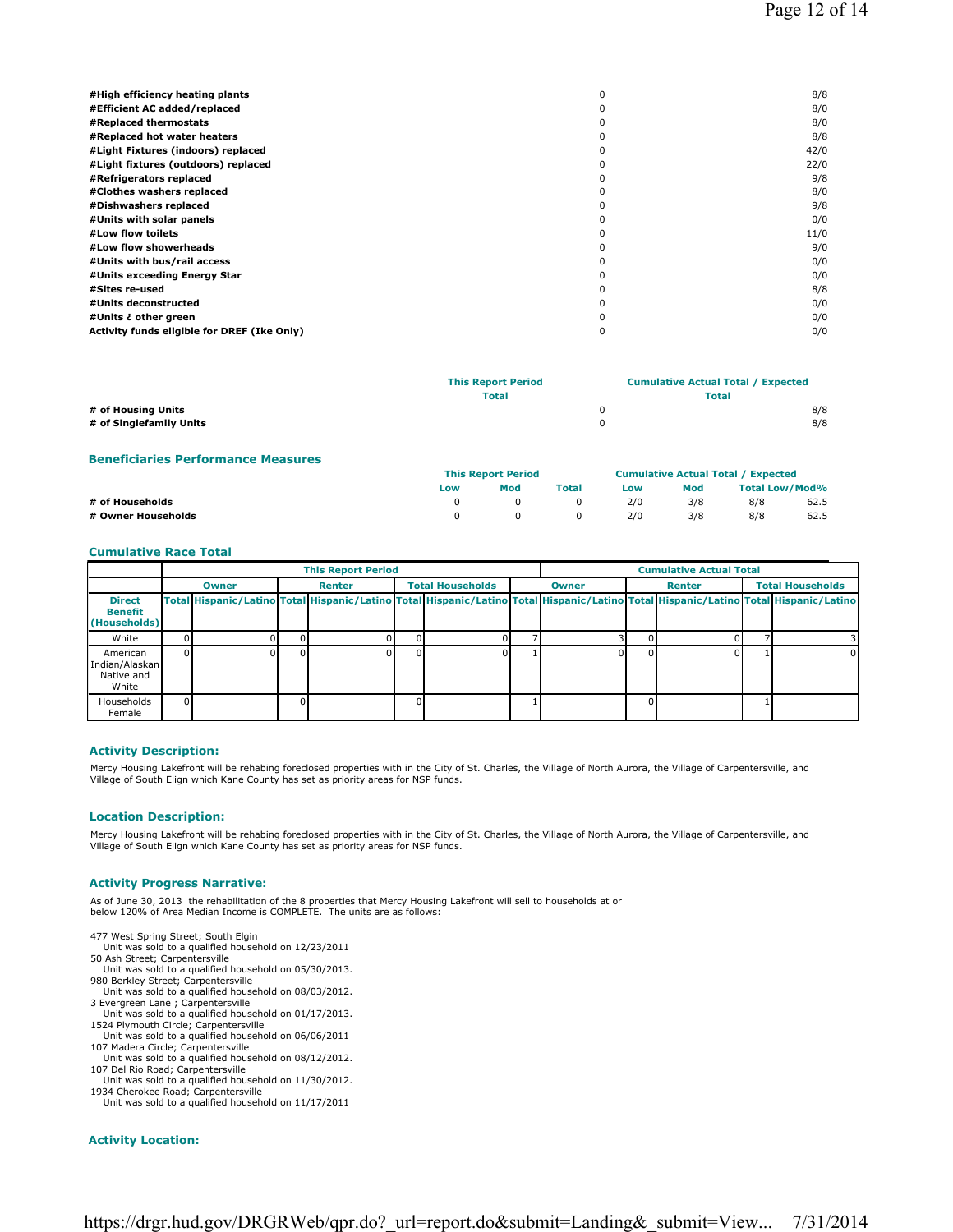| | | |
|---|---|---|
| #High efficiency heating plants | 0 | 8/8 |
| #Efficient AC added/replaced | 0 | 8/0 |
| #Replaced thermostats | 0 | 8/0 |
| #Replaced hot water heaters | 0 | 8/8 |
| #Light Fixtures (indoors) replaced | 0 | 42/0 |
| #Light fixtures (outdoors) replaced | 0 | 22/0 |
| #Refrigerators replaced | 0 | 9/8 |
| #Clothes washers replaced | 0 | 8/0 |
| #Dishwashers replaced | 0 | 9/8 |
| #Units with solar panels | 0 | 0/0 |
| #Low flow toilets | 0 | 11/0 |
| #Low flow showerheads | 0 | 9/0 |
| #Units with bus/rail access | 0 | 0/0 |
| #Units exceeding Energy Star | 0 | 0/0 |
| #Sites re-used | 0 | 8/8 |
| #Units deconstructed | 0 | 0/0 |
| #Units ¿ other green | 0 | 0/0 |
| Activity funds eligible for DREF (Ike Only) | 0 | 0/0 |

| | This Report Period Total | Cumulative Actual Total / Expected Total |
|---|---|---|
| # of Housing Units | 0 | 8/8 |
| # of Singlefamily Units | 0 | 8/8 |

### Beneficiaries Performance Measures

| | This Report Period | | | Cumulative Actual Total / Expected | | | |
|---|---|---|---|---|---|---|---|
| | Low | Mod | Total | Low | Mod | Total Low/Mod% | |
| # of Households | 0 | 0 | 0 | 2/0 | 3/8 | 8/8 | 62.5 |
| # Owner Households | 0 | 0 | 0 | 2/0 | 3/8 | 8/8 | 62.5 |

### Cumulative Race Total

| | This Report Period | | | | | | Cumulative Actual Total | | | | | |
|---|---|---|---|---|---|---|---|---|---|---|---|---|
| | Owner | | Renter | | Total Households | | Owner | | Renter | | Total Households | |
| Direct Benefit (Households) | Total | Hispanic/Latino | Total | Hispanic/Latino | Total | Hispanic/Latino | Total | Hispanic/Latino | Total | Hispanic/Latino | Total | Hispanic/Latino |
| White | 0 | 0 | 0 | 0 | 0 | 0 | 7 | 3 | 0 | 0 | 7 | 3 |
| American Indian/Alaskan Native and White | 0 | 0 | 0 | 0 | 0 | 0 | 1 | 0 | 0 | 0 | 1 | 0 |
| Households Female | 0 | | 0 | | 0 | | 1 | | 0 | | 1 | |

### Activity Description:

Mercy Housing Lakefront will be rehabing foreclosed properties with in the City of St. Charles, the Village of North Aurora, the Village of Carpentersville, and Village of South Elign which Kane County has set as priority areas for NSP funds.

### Location Description:

Mercy Housing Lakefront will be rehabing foreclosed properties with in the City of St. Charles, the Village of North Aurora, the Village of Carpentersville, and Village of South Elign which Kane County has set as priority areas for NSP funds.

### Activity Progress Narrative:

As of June 30, 2013 the rehabilitation of the 8 properties that Mercy Housing Lakefront will sell to households at or below 120% of Area Median Income is COMPLETE. The units are as follows:

477 West Spring Street; South Elgin
    Unit was sold to a qualified household on 12/23/2011
50 Ash Street; Carpentersville
    Unit was sold to a qualified household on 05/30/2013.
980 Berkley Street; Carpentersville
    Unit was sold to a qualified household on 08/03/2012.
3 Evergreen Lane ; Carpentersville
    Unit was sold to a qualified household on 01/17/2013.
1524 Plymouth Circle; Carpentersville
    Unit was sold to a qualified household on 06/06/2011
107 Madera Circle; Carpentersville
    Unit was sold to a qualified household on 08/12/2012.
107 Del Rio Road; Carpentersville
    Unit was sold to a qualified household on 11/30/2012.
1934 Cherokee Road; Carpentersville
    Unit was sold to a qualified household on 11/17/2011

### Activity Location: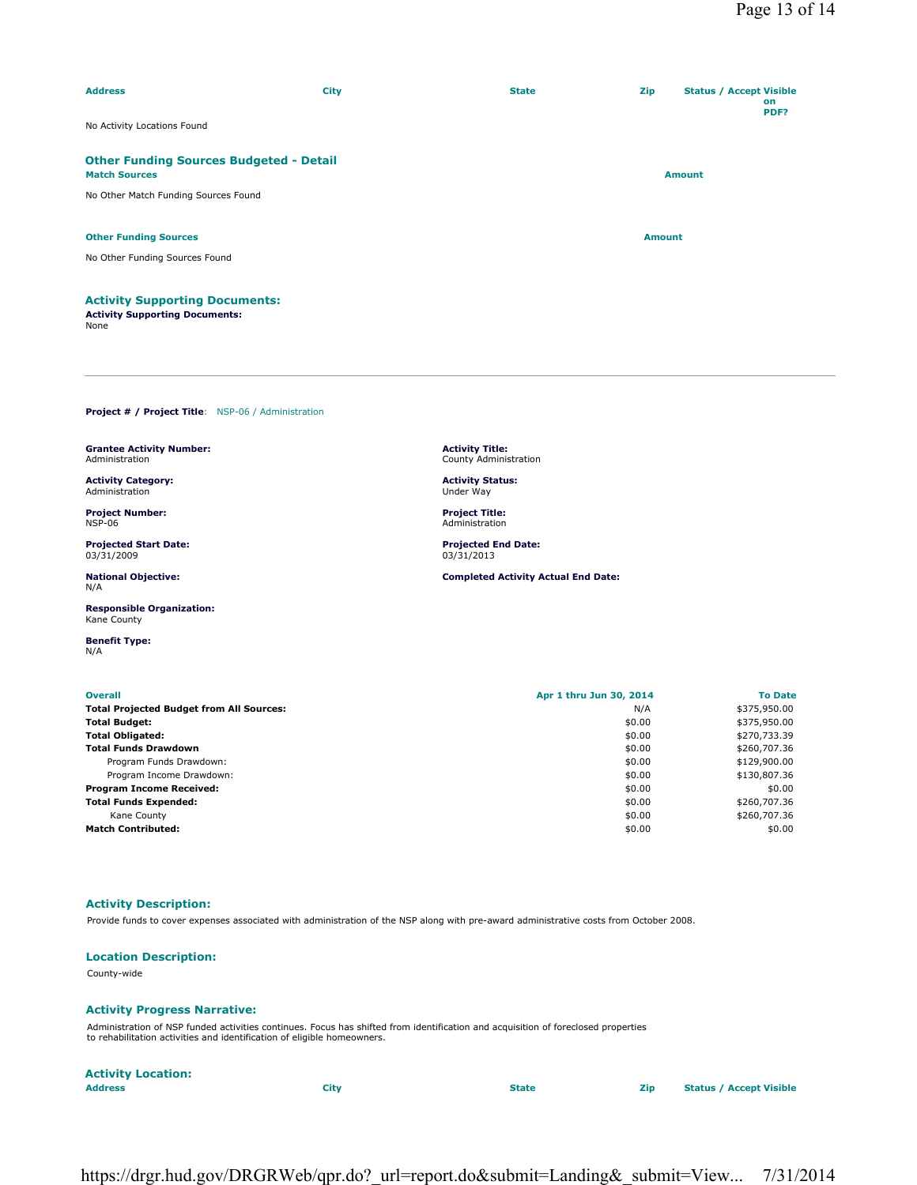| Address | City | State | Zip | Status / Accept Visible on PDF? |
| --- | --- | --- | --- | --- |

No Activity Locations Found

### Other Funding Sources Budgeted - Detail

| Match Sources | Amount |
| --- | --- |

No Other Match Funding Sources Found

| Other Funding Sources | Amount |
| --- | --- |

No Other Funding Sources Found

### Activity Supporting Documents:

**Activity Supporting Documents:**
None

---

**Project # / Project Title**: NSP-06 / Administration

**Grantee Activity Number:**
Administration

**Activity Title:**
County Administration

**Activity Category:**
Administration

**Activity Status:**
Under Way

**Project Number:**
NSP-06

**Project Title:**
Administration

**Projected Start Date:**
03/31/2009

**Projected End Date:**
03/31/2013

**National Objective:**
N/A

**Completed Activity Actual End Date:**

**Responsible Organization:**
Kane County

**Benefit Type:**
N/A

| Overall | Apr 1 thru Jun 30, 2014 | To Date |
| --- | --- | --- |
| **Total Projected Budget from All Sources:** | N/A | $375,950.00 |
| **Total Budget:** | $0.00 | $375,950.00 |
| **Total Obligated:** | $0.00 | $270,733.39 |
| **Total Funds Drawdown** | $0.00 | $260,707.36 |
| Program Funds Drawdown: | $0.00 | $129,900.00 |
| Program Income Drawdown: | $0.00 | $130,807.36 |
| **Program Income Received:** | $0.00 | $0.00 |
| **Total Funds Expended:** | $0.00 | $260,707.36 |
| Kane County | $0.00 | $260,707.36 |
| **Match Contributed:** | $0.00 | $0.00 |

### Activity Description:

Provide funds to cover expenses associated with administration of the NSP along with pre-award administrative costs from October 2008.

### Location Description:

County-wide

### Activity Progress Narrative:

Administration of NSP funded activities continues. Focus has shifted from identification and acquisition of foreclosed properties to rehabilitation activities and identification of eligible homeowners.

### Activity Location:

| Address | City | State | Zip | Status / Accept Visible |
| --- | --- | --- | --- | --- |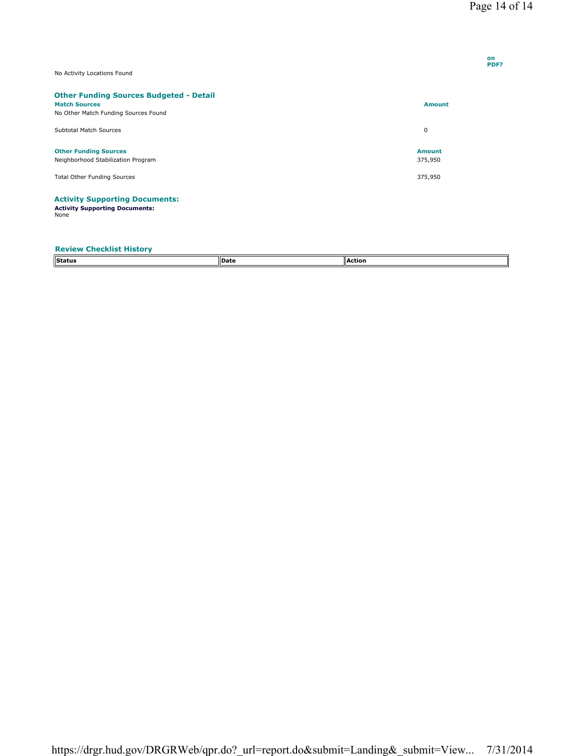on
PDF?

No Activity Locations Found

## Other Funding Sources Budgeted - Detail

| Match Sources | Amount |
|---|---|
| No Other Match Funding Sources Found | |
| Subtotal Match Sources | 0 |

| Other Funding Sources | Amount |
|---|---|
| Neighborhood Stabilization Program | 375,950 |
| Total Other Funding Sources | 375,950 |

## Activity Supporting Documents:

**Activity Supporting Documents:**
None

## Review Checklist History

| Status | Date | Action |
|---|---|---|